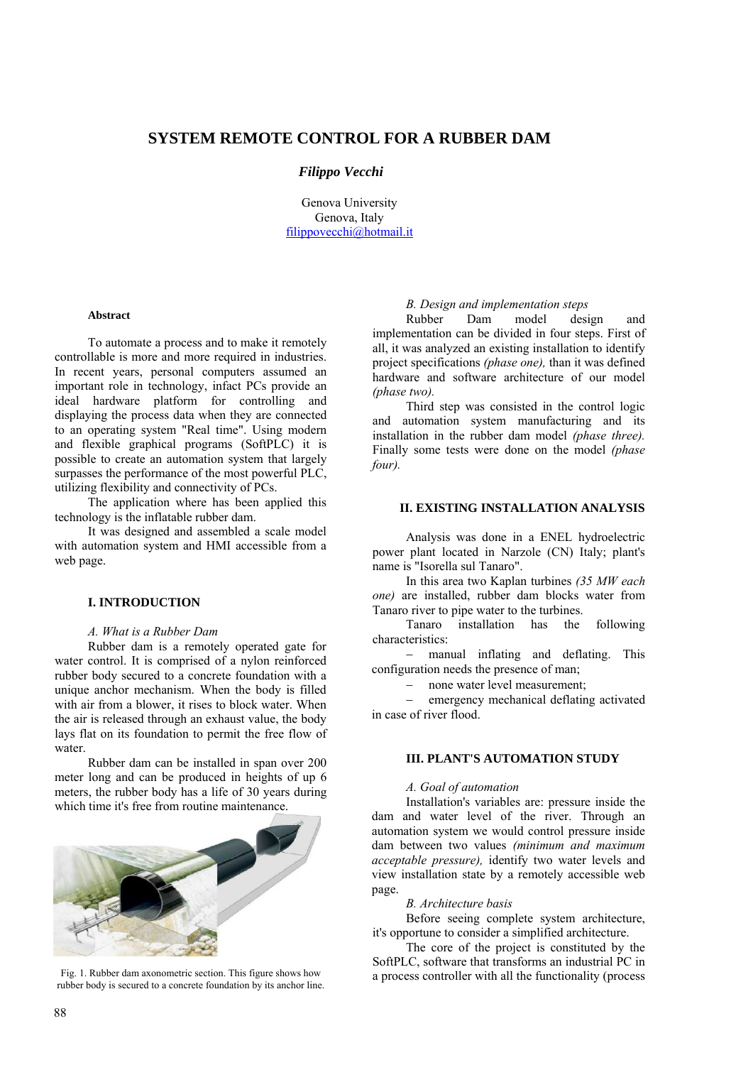# SYSTEM REMOTE CONTROL FOR A RUBBER DAM

***Filippo Vecchi***

Genova University
Genova, Italy
filippovecchi@hotmail.it

**Abstract**

To automate a process and to make it remotely controllable is more and more required in industries. In recent years, personal computers assumed an important role in technology, infact PCs provide an ideal hardware platform for controlling and displaying the process data when they are connected to an operating system "Real time". Using modern and flexible graphical programs (SoftPLC) it is possible to create an automation system that largely surpasses the performance of the most powerful PLC, utilizing flexibility and connectivity of PCs.

The application where has been applied this technology is the inflatable rubber dam.

It was designed and assembled a scale model with automation system and HMI accessible from a web page.

## I. INTRODUCTION

### *A. What is a Rubber Dam*

Rubber dam is a remotely operated gate for water control. It is comprised of a nylon reinforced rubber body secured to a concrete foundation with a unique anchor mechanism. When the body is filled with air from a blower, it rises to block water. When the air is released through an exhaust value, the body lays flat on its foundation to permit the free flow of water.

Rubber dam can be installed in span over 200 meter long and can be produced in heights of up 6 meters, the rubber body has a life of 30 years during which time it's free from routine maintenance.

Fig. 1. Rubber dam axonometric section. This figure shows how rubber body is secured to a concrete foundation by its anchor line.

### *B. Design and implementation steps*

Rubber Dam model design and implementation can be divided in four steps. First of all, it was analyzed an existing installation to identify project specifications *(phase one),* than it was defined hardware and software architecture of our model *(phase two).*

Third step was consisted in the control logic and automation system manufacturing and its installation in the rubber dam model *(phase three).* Finally some tests were done on the model *(phase four).*

## II. EXISTING INSTALLATION ANALYSIS

Analysis was done in a ENEL hydroelectric power plant located in Narzole (CN) Italy; plant's name is "Isorella sul Tanaro".

In this area two Kaplan turbines *(35 MW each one)* are installed, rubber dam blocks water from Tanaro river to pipe water to the turbines.

Tanaro installation has the following characteristics:

- manual inflating and deflating. This configuration needs the presence of man;
- none water level measurement;
- emergency mechanical deflating activated in case of river flood.

## III. PLANT'S AUTOMATION STUDY

### *A. Goal of automation*

Installation's variables are: pressure inside the dam and water level of the river. Through an automation system we would control pressure inside dam between two values *(minimum and maximum acceptable pressure),* identify two water levels and view installation state by a remotely accessible web page.

### *B. Architecture basis*

Before seeing complete system architecture, it's opportune to consider a simplified architecture.

The core of the project is constituted by the SoftPLC, software that transforms an industrial PC in a process controller with all the functionality (process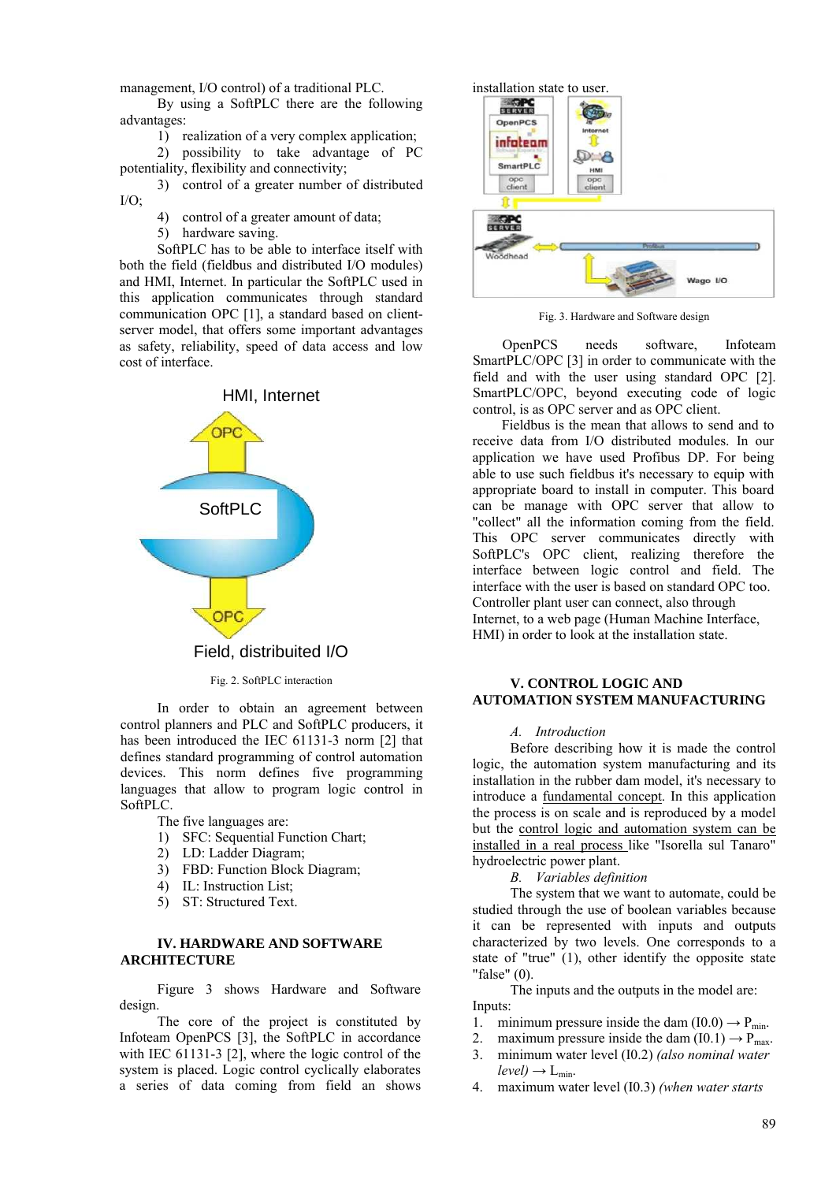management, I/O control) of a traditional PLC.

By using a SoftPLC there are the following advantages:

1) realization of a very complex application;
2) possibility to take advantage of PC potentiality, flexibility and connectivity;
3) control of a greater number of distributed I/O;
4) control of a greater amount of data;
5) hardware saving.

SoftPLC has to be able to interface itself with both the field (fieldbus and distributed I/O modules) and HMI, Internet. In particular the SoftPLC used in this application communicates through standard communication OPC [1], a standard based on client-server model, that offers some important advantages as safety, reliability, speed of data access and low cost of interface.

Fig. 2. SoftPLC interaction

In order to obtain an agreement between control planners and PLC and SoftPLC producers, it has been introduced the IEC 61131-3 norm [2] that defines standard programming of control automation devices. This norm defines five programming languages that allow to program logic control in SoftPLC.

The five languages are:

1) SFC: Sequential Function Chart;
2) LD: Ladder Diagram;
3) FBD: Function Block Diagram;
4) IL: Instruction List;
5) ST: Structured Text.

## IV. HARDWARE AND SOFTWARE ARCHITECTURE

Figure 3 shows Hardware and Software design.

The core of the project is constituted by Infoteam OpenPCS [3], the SoftPLC in accordance with IEC 61131-3 [2], where the logic control of the system is placed. Logic control cyclically elaborates a series of data coming from field an shows installation state to user.

Fig. 3. Hardware and Software design

OpenPCS needs software, Infoteam SmartPLC/OPC [3] in order to communicate with the field and with the user using standard OPC [2]. SmartPLC/OPC, beyond executing code of logic control, is as OPC server and as OPC client.

Fieldbus is the mean that allows to send and to receive data from I/O distributed modules. In our application we have used Profibus DP. For being able to use such fieldbus it's necessary to equip with appropriate board to install in computer. This board can be manage with OPC server that allow to "collect" all the information coming from the field. This OPC server communicates directly with SoftPLC's OPC client, realizing therefore the interface between logic control and field. The interface with the user is based on standard OPC too. Controller plant user can connect, also through Internet, to a web page (Human Machine Interface, HMI) in order to look at the installation state.

## V. CONTROL LOGIC AND AUTOMATION SYSTEM MANUFACTURING

### *A. Introduction*

Before describing how it is made the control logic, the automation system manufacturing and its installation in the rubber dam model, it's necessary to introduce a fundamental concept. In this application the process is on scale and is reproduced by a model but the control logic and automation system can be installed in a real process like "Isorella sul Tanaro" hydroelectric power plant.

### *B. Variables definition*

The system that we want to automate, could be studied through the use of boolean variables because it can be represented with inputs and outputs characterized by two levels. One corresponds to a state of "true" (1), other identify the opposite state "false" (0).

The inputs and the outputs in the model are:

Inputs:

1. minimum pressure inside the dam (I0.0) → $P_{min}$.
2. maximum pressure inside the dam (I0.1) → $P_{max}$.
3. minimum water level (I0.2) *(also nominal water level)* → $L_{min}$.
4. maximum water level (I0.3) *(when water starts*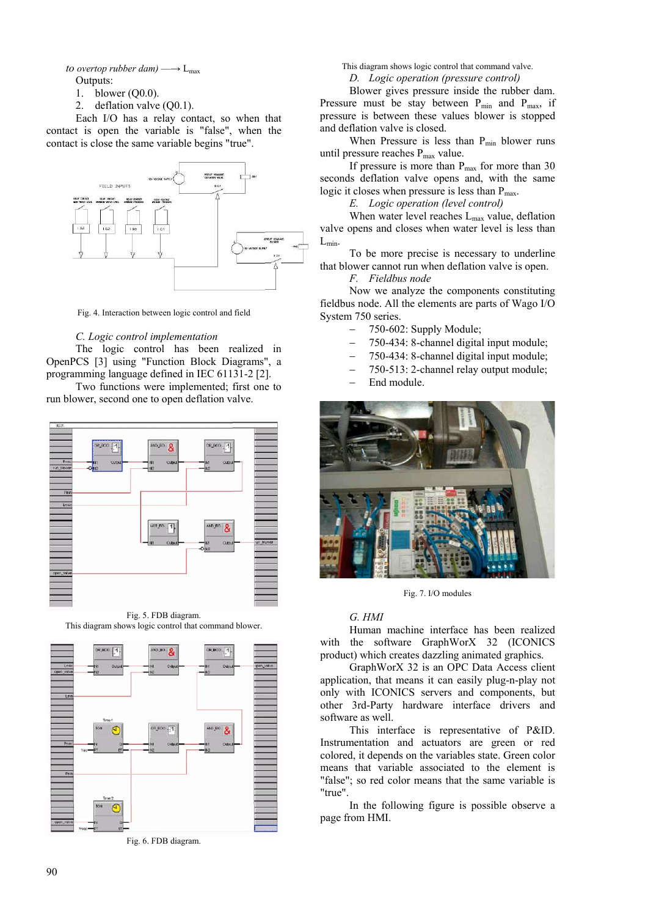to overtop rubber dam) ⟶ $L_{max}$

Outputs:

1. blower (Q0.0).
2. deflation valve (Q0.1).

Each I/O has a relay contact, so when that contact is open the variable is "false", when the contact is close the same variable begins "true".

Fig. 4. Interaction between logic control and field

### C. Logic control implementation

The logic control has been realized in OpenPCS [3] using "Function Block Diagrams", a programming language defined in IEC 61131-2 [2].

Two functions were implemented; first one to run blower, second one to open deflation valve.

Fig. 5. FDB diagram.
This diagram shows logic control that command blower.

Fig. 6. FDB diagram.
This diagram shows logic control that command valve.

### D. Logic operation (pressure control)

Blower gives pressure inside the rubber dam. Pressure must be stay between $P_{min}$ and $P_{max}$, if pressure is between these values blower is stopped and deflation valve is closed.

When Pressure is less than $P_{min}$ blower runs until pressure reaches $P_{max}$ value.

If pressure is more than $P_{max}$ for more than 30 seconds deflation valve opens and, with the same logic it closes when pressure is less than $P_{max}$.

### E. Logic operation (level control)

When water level reaches $L_{max}$ value, deflation valve opens and closes when water level is less than $L_{min}$.

To be more precise is necessary to underline that blower cannot run when deflation valve is open.

### F. Fieldbus node

Now we analyze the components constituting fieldbus node. All the elements are parts of Wago I/O System 750 series.

- 750-602: Supply Module;
- 750-434: 8-channel digital input module;
- 750-434: 8-channel digital input module;
- 750-513: 2-channel relay output module;
- End module.

Fig. 7. I/O modules

### G. HMI

Human machine interface has been realized with the software GraphWorX 32 (ICONICS product) which creates dazzling animated graphics.

GraphWorX 32 is an OPC Data Access client application, that means it can easily plug-n-play not only with ICONICS servers and components, but other 3rd-Party hardware interface drivers and software as well.

This interface is representative of P&ID. Instrumentation and actuators are green or red colored, it depends on the variables state. Green color means that variable associated to the element is "false"; so red color means that the same variable is "true".

In the following figure is possible observe a page from HMI.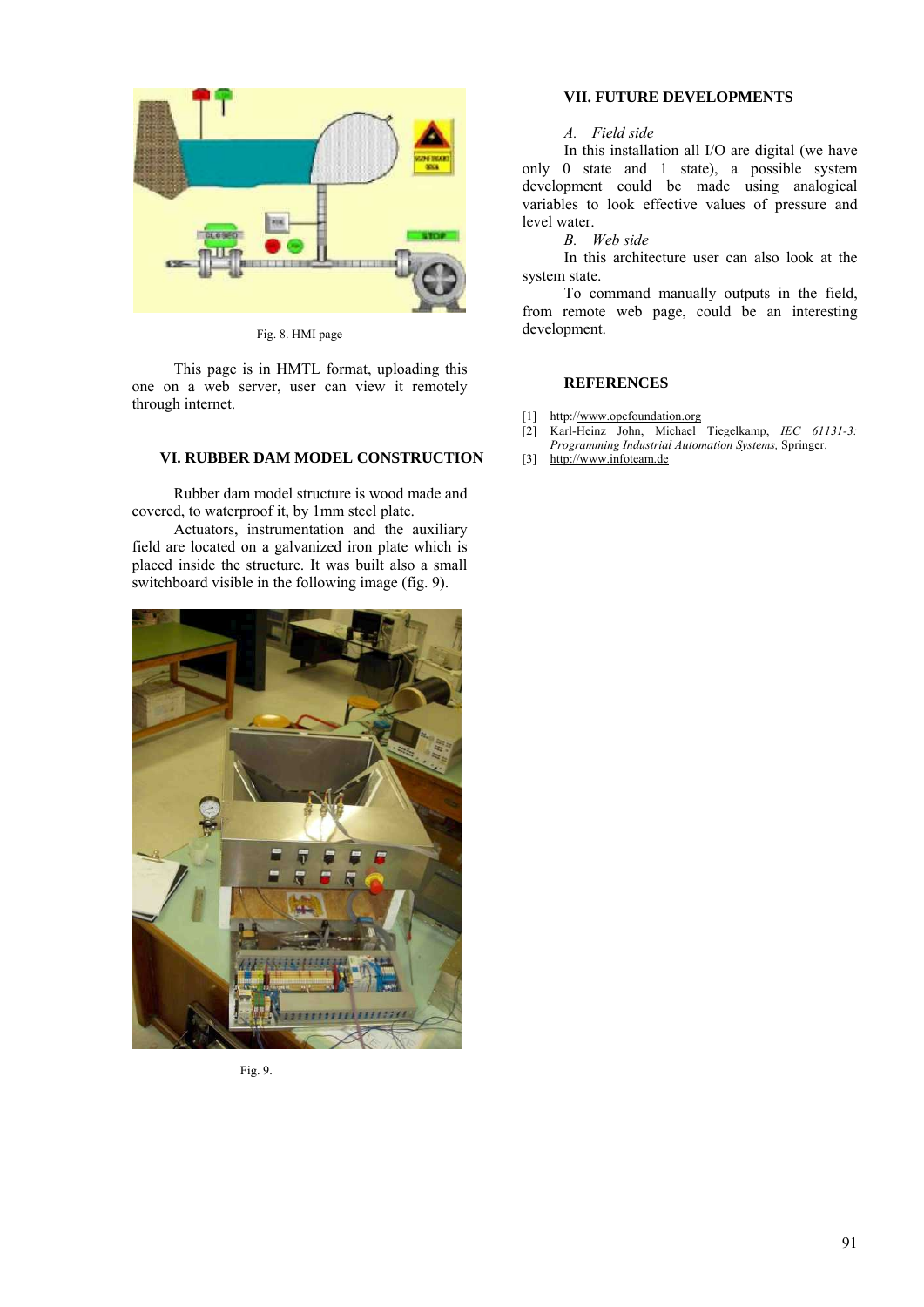Fig. 8. HMI page

This page is in HMTL format, uploading this one on a web server, user can view it remotely through internet.

## VI. RUBBER DAM MODEL CONSTRUCTION

Rubber dam model structure is wood made and covered, to waterproof it, by 1mm steel plate.

Actuators, instrumentation and the auxiliary field are located on a galvanized iron plate which is placed inside the structure. It was built also a small switchboard visible in the following image (fig. 9).

Fig. 9.

## VII. FUTURE DEVELOPMENTS

### *A. Field side*

In this installation all I/O are digital (we have only 0 state and 1 state), a possible system development could be made using analogical variables to look effective values of pressure and level water.

### *B. Web side*

In this architecture user can also look at the system state.

To command manually outputs in the field, from remote web page, could be an interesting development.

## REFERENCES

[1] http://www.opcfoundation.org
[2] Karl-Heinz John, Michael Tiegelkamp, *IEC 61131-3: Programming Industrial Automation Systems,* Springer.
[3] http://www.infoteam.de